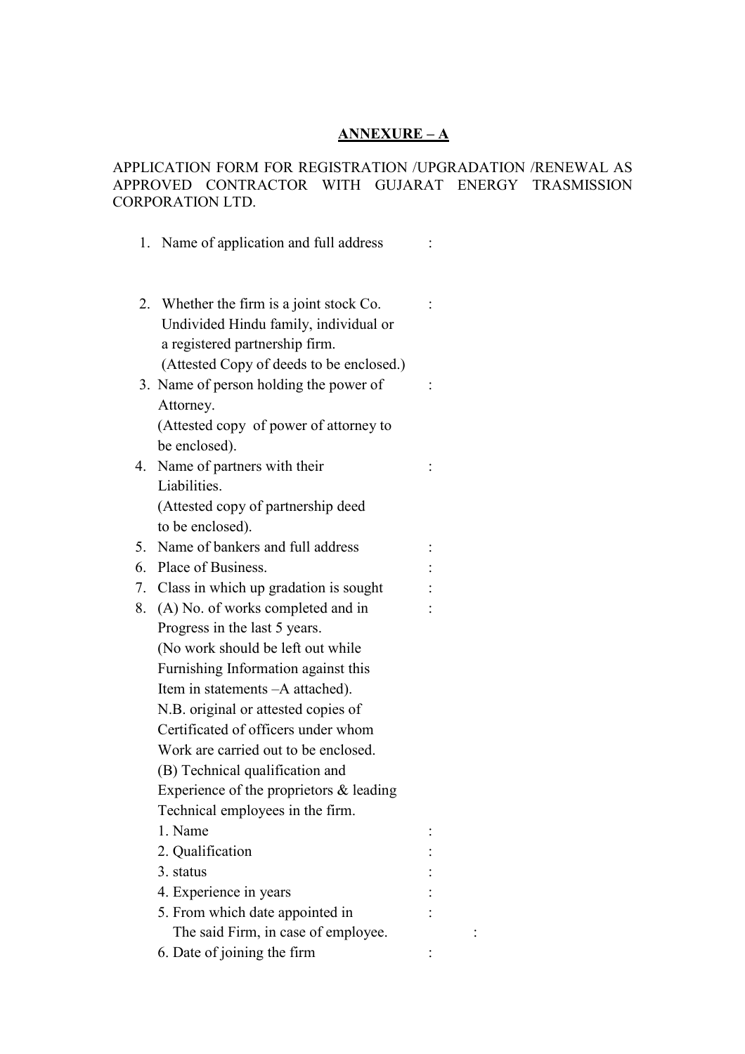## ANNEXURE – A

APPLICATION FORM FOR REGISTRATION /UPGRADATION /RENEWAL AS APPROVED CONTRACTOR WITH GUJARAT ENERGY TRASMISSION CORPORATION LTD.

1. Name of application and full address :

2. Whether the firm is a joint stock Co. Undivided Hindu family, individual or a registered partnership firm. (Attested Copy of deeds to be enclosed.) :
3. Name of person holding the power of Attorney. (Attested copy of power of attorney to be enclosed). :
4. Name of partners with their Liabilities. (Attested copy of partnership deed to be enclosed). :
5. Name of bankers and full address :
6. Place of Business. :
7. Class in which up gradation is sought :
8. (A) No. of works completed and in Progress in the last 5 years. (No work should be left out while Furnishing Information against this Item in statements –A attached). :
   N.B. original or attested copies of Certificated of officers under whom Work are carried out to be enclosed.
   (B) Technical qualification and Experience of the proprietors & leading Technical employees in the firm.
   1. Name :
   2. Qualification :
   3. status :
   4. Experience in years :
   5. From which date appointed in The said Firm, in case of employee. : :
   6. Date of joining the firm :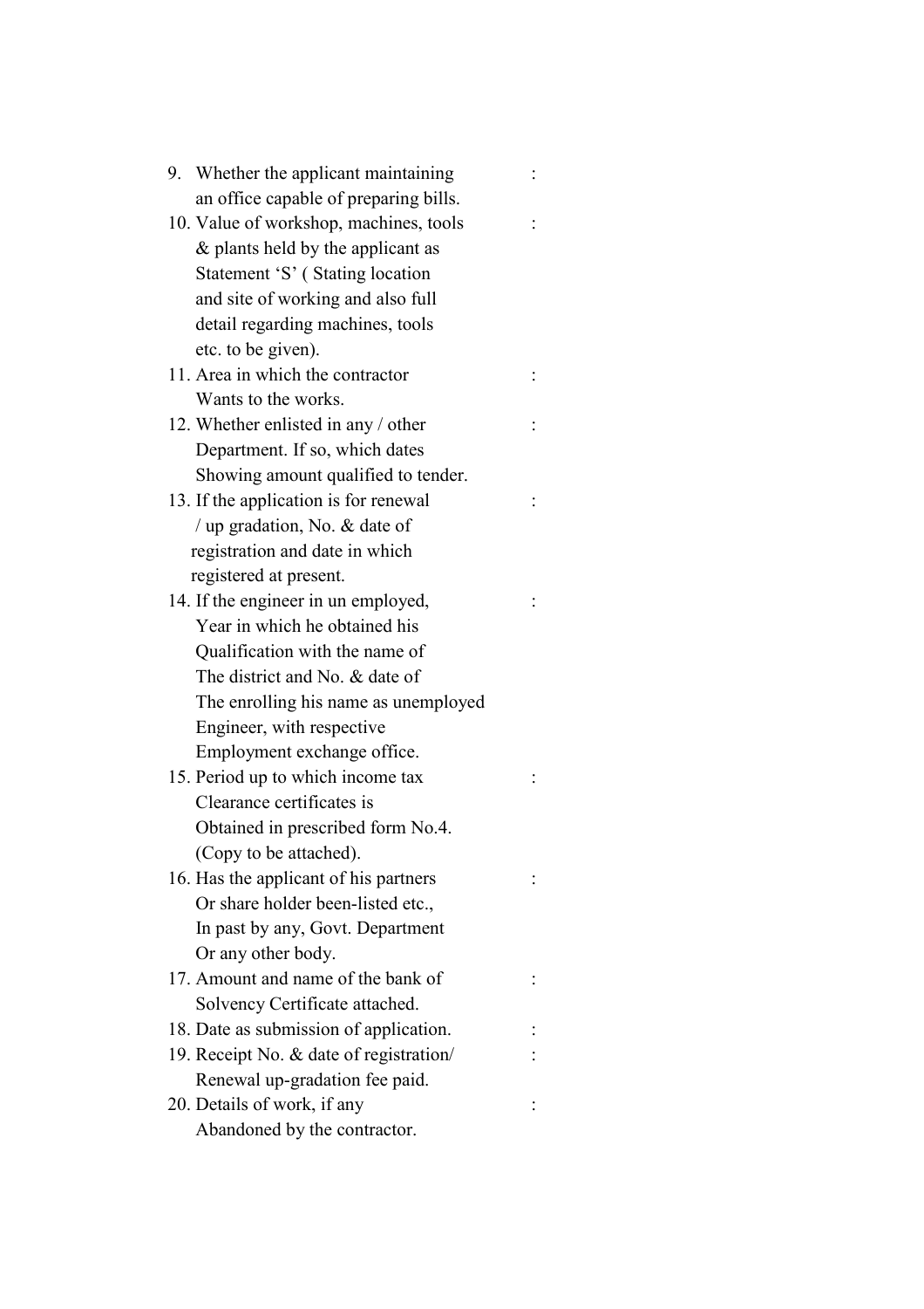9. Whether the applicant maintaining an office capable of preparing bills. :
10. Value of workshop, machines, tools & plants held by the applicant as Statement 'S' ( Stating location and site of working and also full detail regarding machines, tools etc. to be given). :
11. Area in which the contractor Wants to the works. :
12. Whether enlisted in any / other Department. If so, which dates Showing amount qualified to tender. :
13. If the application is for renewal / up gradation, No. & date of registration and date in which registered at present. :
14. If the engineer in un employed, Year in which he obtained his Qualification with the name of The district and No. & date of The enrolling his name as unemployed Engineer, with respective Employment exchange office. :
15. Period up to which income tax Clearance certificates is Obtained in prescribed form No.4. (Copy to be attached). :
16. Has the applicant of his partners Or share holder been-listed etc., In past by any, Govt. Department Or any other body. :
17. Amount and name of the bank of Solvency Certificate attached. :
18. Date as submission of application. :
19. Receipt No. & date of registration/ Renewal up-gradation fee paid. :
20. Details of work, if any Abandoned by the contractor. :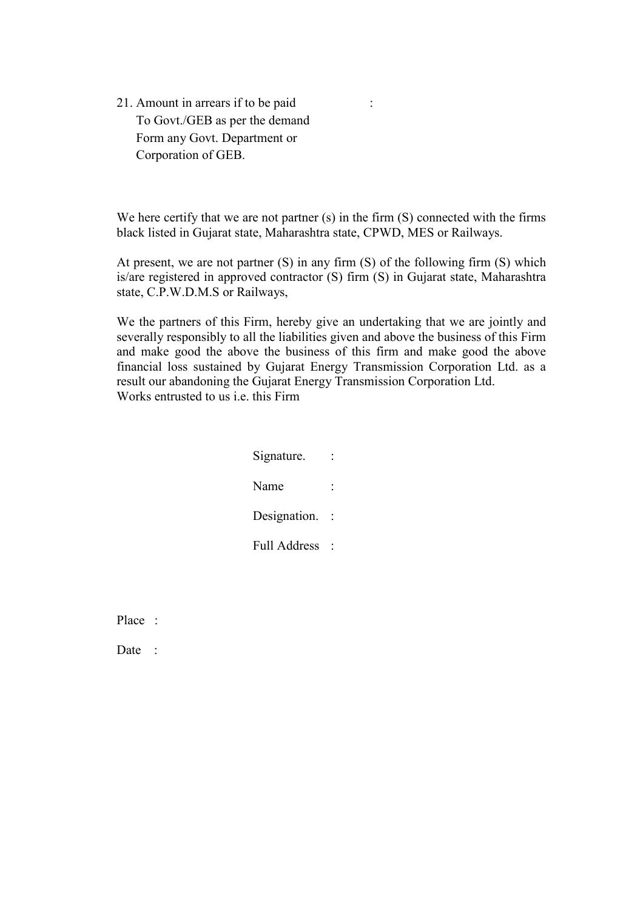21. Amount in arrears if to be paid To Govt./GEB as per the demand Form any Govt. Department or Corporation of GEB. :

We here certify that we are not partner (s) in the firm (S) connected with the firms black listed in Gujarat state, Maharashtra state, CPWD, MES or Railways.

At present, we are not partner (S) in any firm (S) of the following firm (S) which is/are registered in approved contractor (S) firm (S) in Gujarat state, Maharashtra state, C.P.W.D.M.S or Railways,

We the partners of this Firm, hereby give an undertaking that we are jointly and severally responsibly to all the liabilities given and above the business of this Firm and make good the above the business of this firm and make good the above financial loss sustained by Gujarat Energy Transmission Corporation Ltd. as a result our abandoning the Gujarat Energy Transmission Corporation Ltd. Works entrusted to us i.e. this Firm

Signature. :

Name :

Designation. :

Full Address :

Place :

Date :